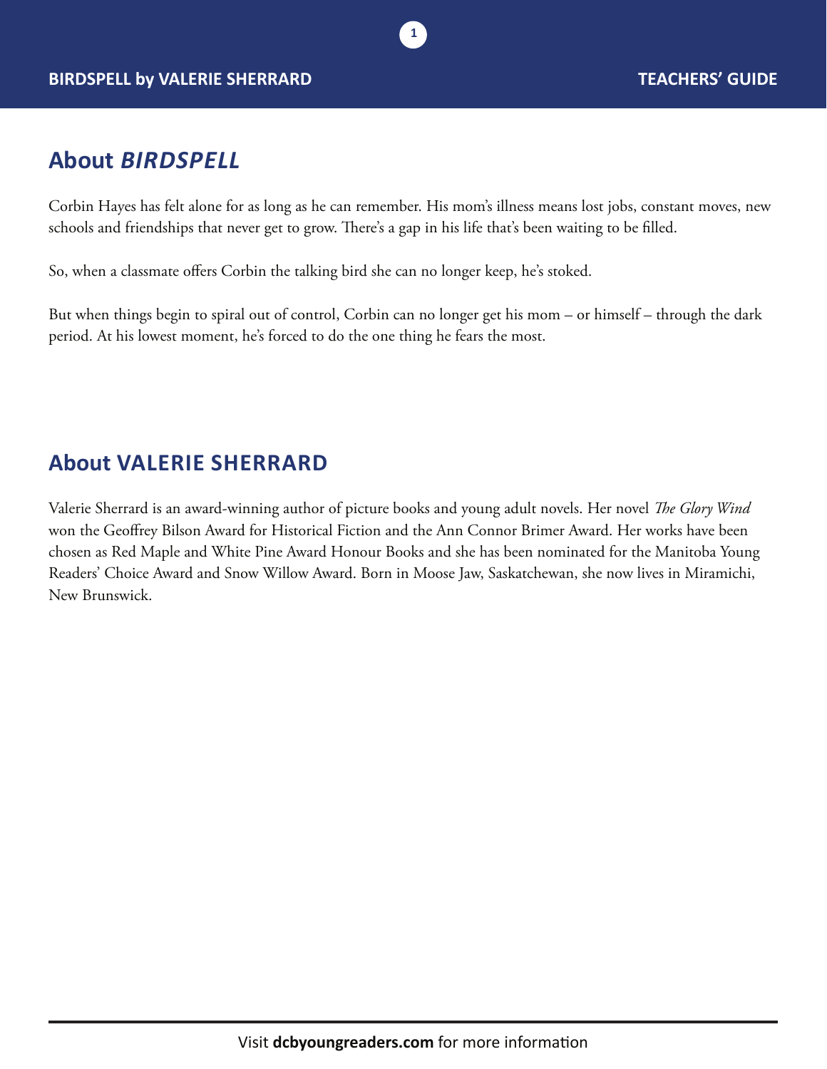## About *BIRDSPELL*

Corbin Hayes has felt alone for as long as he can remember. His mom's illness means lost jobs, constant moves, new schools and friendships that never get to grow. There's a gap in his life that's been waiting to be filled.

So, when a classmate offers Corbin the talking bird she can no longer keep, he's stoked.

But when things begin to spiral out of control, Corbin can no longer get his mom – or himself – through the dark period. At his lowest moment, he's forced to do the one thing he fears the most.

## About VALERIE SHERRARD

Valerie Sherrard is an award-winning author of picture books and young adult novels. Her novel *The Glory Wind* won the Geoffrey Bilson Award for Historical Fiction and the Ann Connor Brimer Award. Her works have been chosen as Red Maple and White Pine Award Honour Books and she has been nominated for the Manitoba Young Readers' Choice Award and Snow Willow Award. Born in Moose Jaw, Saskatchewan, she now lives in Miramichi, New Brunswick.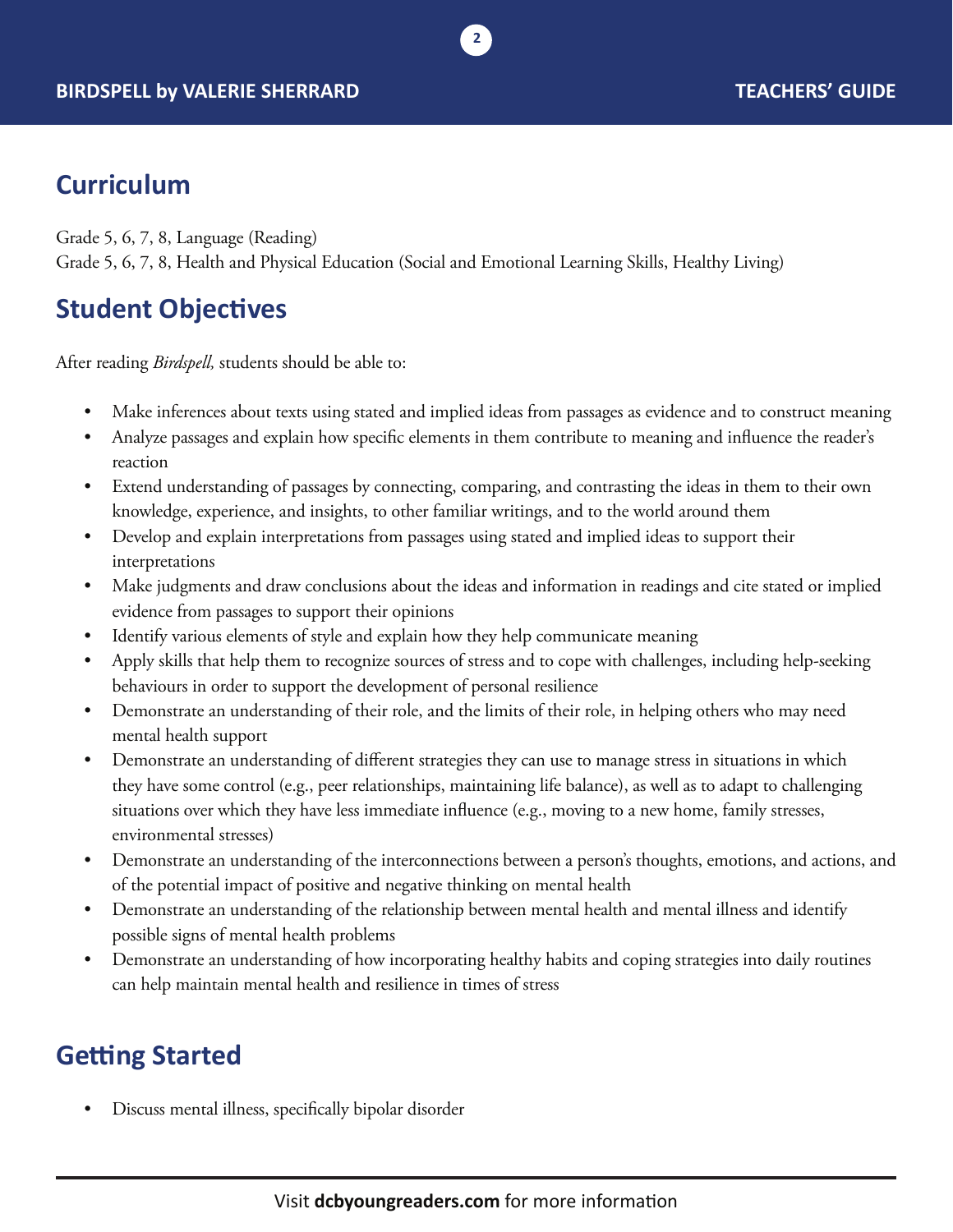## Curriculum

Grade 5, 6, 7, 8, Language (Reading)
Grade 5, 6, 7, 8, Health and Physical Education (Social and Emotional Learning Skills, Healthy Living)

## Student Objectives

After reading *Birdspell,* students should be able to:

- Make inferences about texts using stated and implied ideas from passages as evidence and to construct meaning
- Analyze passages and explain how specific elements in them contribute to meaning and influence the reader's reaction
- Extend understanding of passages by connecting, comparing, and contrasting the ideas in them to their own knowledge, experience, and insights, to other familiar writings, and to the world around them
- Develop and explain interpretations from passages using stated and implied ideas to support their interpretations
- Make judgments and draw conclusions about the ideas and information in readings and cite stated or implied evidence from passages to support their opinions
- Identify various elements of style and explain how they help communicate meaning
- Apply skills that help them to recognize sources of stress and to cope with challenges, including help-seeking behaviours in order to support the development of personal resilience
- Demonstrate an understanding of their role, and the limits of their role, in helping others who may need mental health support
- Demonstrate an understanding of different strategies they can use to manage stress in situations in which they have some control (e.g., peer relationships, maintaining life balance), as well as to adapt to challenging situations over which they have less immediate influence (e.g., moving to a new home, family stresses, environmental stresses)
- Demonstrate an understanding of the interconnections between a person's thoughts, emotions, and actions, and of the potential impact of positive and negative thinking on mental health
- Demonstrate an understanding of the relationship between mental health and mental illness and identify possible signs of mental health problems
- Demonstrate an understanding of how incorporating healthy habits and coping strategies into daily routines can help maintain mental health and resilience in times of stress

## Getting Started

- Discuss mental illness, specifically bipolar disorder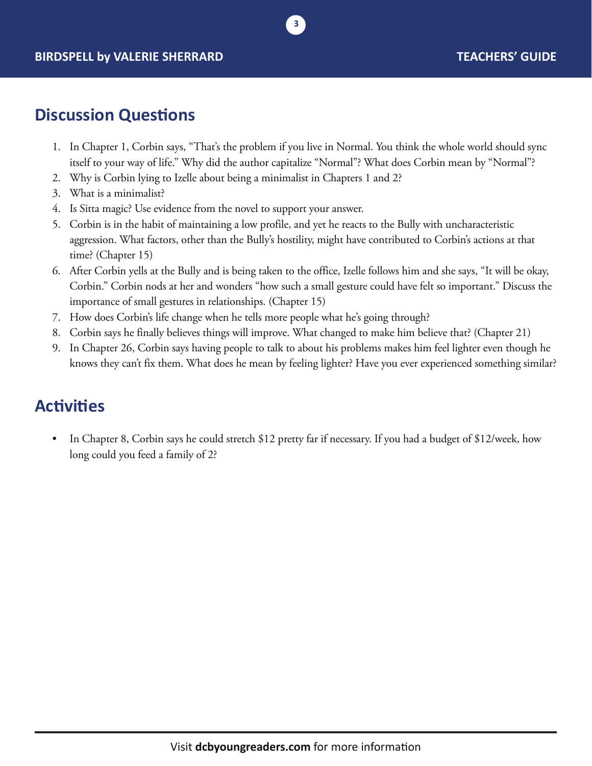## Discussion Questions

1. In Chapter 1, Corbin says, "That's the problem if you live in Normal. You think the whole world should sync itself to your way of life." Why did the author capitalize "Normal"? What does Corbin mean by "Normal"?
2. Why is Corbin lying to Izelle about being a minimalist in Chapters 1 and 2?
3. What is a minimalist?
4. Is Sitta magic? Use evidence from the novel to support your answer.
5. Corbin is in the habit of maintaining a low profile, and yet he reacts to the Bully with uncharacteristic aggression. What factors, other than the Bully's hostility, might have contributed to Corbin's actions at that time? (Chapter 15)
6. After Corbin yells at the Bully and is being taken to the office, Izelle follows him and she says, "It will be okay, Corbin." Corbin nods at her and wonders "how such a small gesture could have felt so important." Discuss the importance of small gestures in relationships. (Chapter 15)
7. How does Corbin's life change when he tells more people what he's going through?
8. Corbin says he finally believes things will improve. What changed to make him believe that? (Chapter 21)
9. In Chapter 26, Corbin says having people to talk to about his problems makes him feel lighter even though he knows they can't fix them. What does he mean by feeling lighter? Have you ever experienced something similar?

## Activities

- In Chapter 8, Corbin says he could stretch $12 pretty far if necessary. If you had a budget of $12/week, how long could you feed a family of 2?